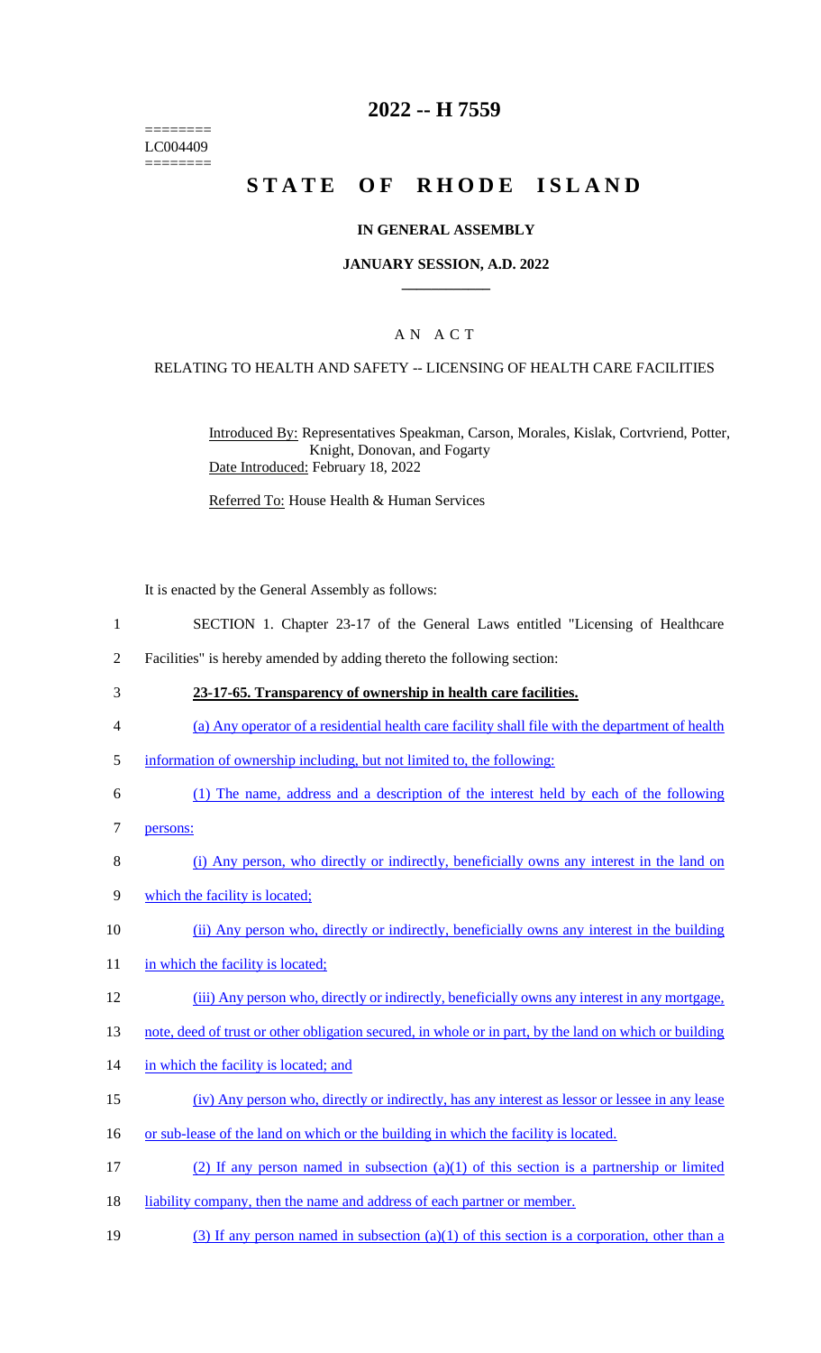========
LC004409
========

# 2022 -- H 7559

# STATE OF RHODE ISLAND

## IN GENERAL ASSEMBLY

### JANUARY SESSION, A.D. 2022

## A N A C T

### RELATING TO HEALTH AND SAFETY -- LICENSING OF HEALTH CARE FACILITIES

Introduced By: Representatives Speakman, Carson, Morales, Kislak, Cortvriend, Potter, Knight, Donovan, and Fogarty

Date Introduced: February 18, 2022

Referred To: House Health & Human Services

It is enacted by the General Assembly as follows:

1 SECTION 1. Chapter 23-17 of the General Laws entitled "Licensing of Healthcare
2 Facilities" is hereby amended by adding thereto the following section:

3 **23-17-65. Transparency of ownership in health care facilities.**

4 (a) Any operator of a residential health care facility shall file with the department of health
5 information of ownership including, but not limited to, the following:

6 (1) The name, address and a description of the interest held by each of the following
7 persons:

8 (i) Any person, who directly or indirectly, beneficially owns any interest in the land on
9 which the facility is located;

10 (ii) Any person who, directly or indirectly, beneficially owns any interest in the building
11 in which the facility is located;

12 (iii) Any person who, directly or indirectly, beneficially owns any interest in any mortgage,
13 note, deed of trust or other obligation secured, in whole or in part, by the land on which or building
14 in which the facility is located; and

15 (iv) Any person who, directly or indirectly, has any interest as lessor or lessee in any lease
16 or sub-lease of the land on which or the building in which the facility is located.

17 (2) If any person named in subsection (a)(1) of this section is a partnership or limited
18 liability company, then the name and address of each partner or member.

19 (3) If any person named in subsection (a)(1) of this section is a corporation, other than a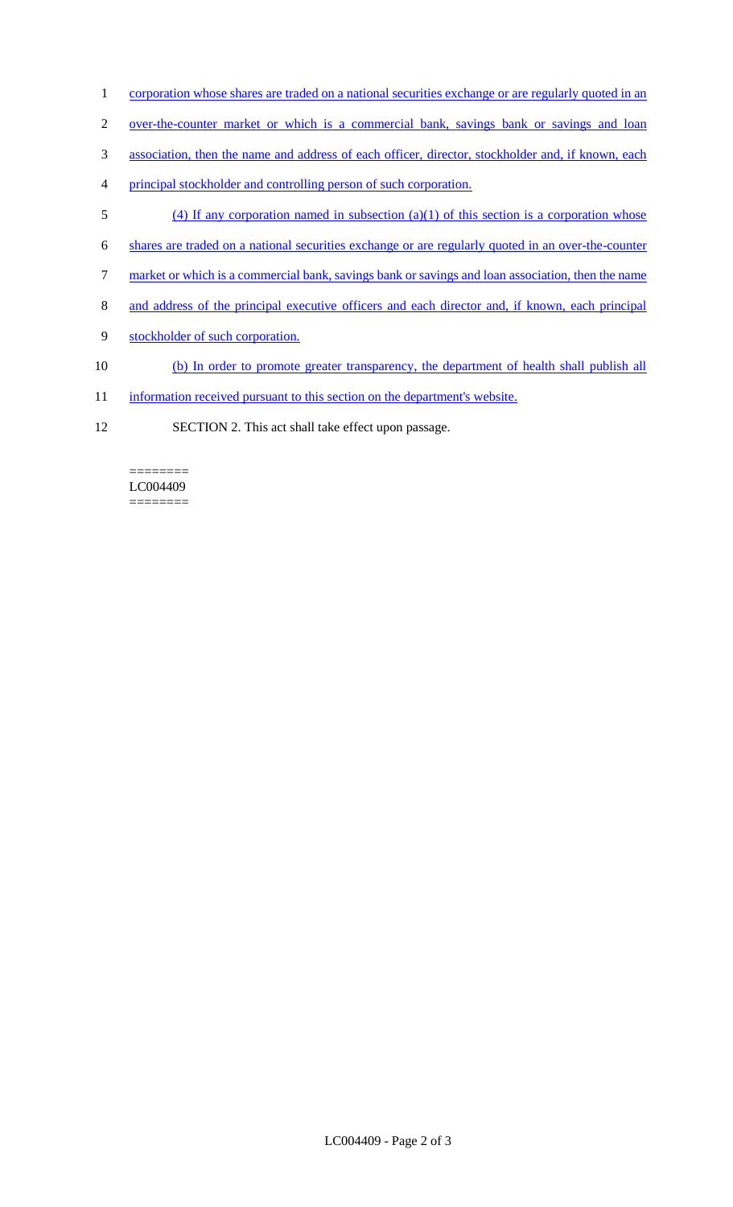corporation whose shares are traded on a national securities exchange or are regularly quoted in an over-the-counter market or which is a commercial bank, savings bank or savings and loan association, then the name and address of each officer, director, stockholder and, if known, each principal stockholder and controlling person of such corporation.

(4) If any corporation named in subsection (a)(1) of this section is a corporation whose shares are traded on a national securities exchange or are regularly quoted in an over-the-counter market or which is a commercial bank, savings bank or savings and loan association, then the name and address of the principal executive officers and each director and, if known, each principal stockholder of such corporation.

(b) In order to promote greater transparency, the department of health shall publish all information received pursuant to this section on the department's website.

SECTION 2. This act shall take effect upon passage.

========
LC004409
========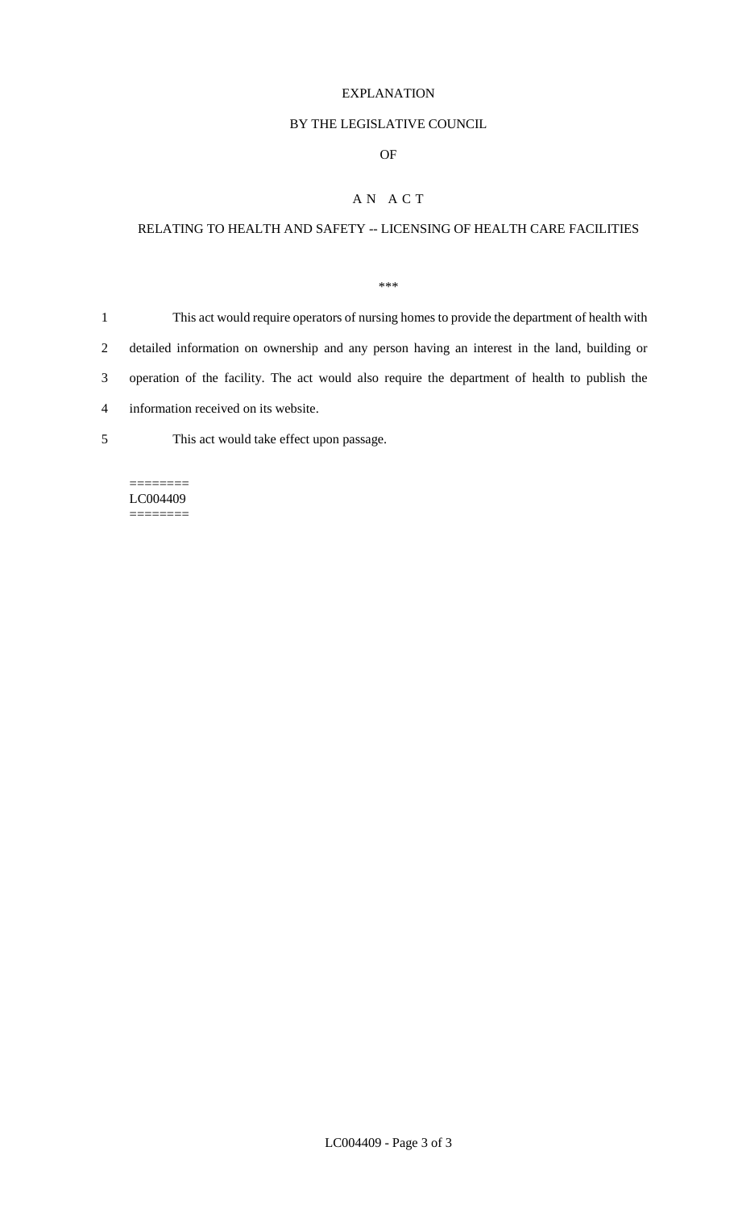EXPLANATION

BY THE LEGISLATIVE COUNCIL

OF

A N A C T

RELATING TO HEALTH AND SAFETY -- LICENSING OF HEALTH CARE FACILITIES

\*\*\*

This act would require operators of nursing homes to provide the department of health with detailed information on ownership and any person having an interest in the land, building or operation of the facility. The act would also require the department of health to publish the information received on its website.

This act would take effect upon passage.

========
LC004409
========